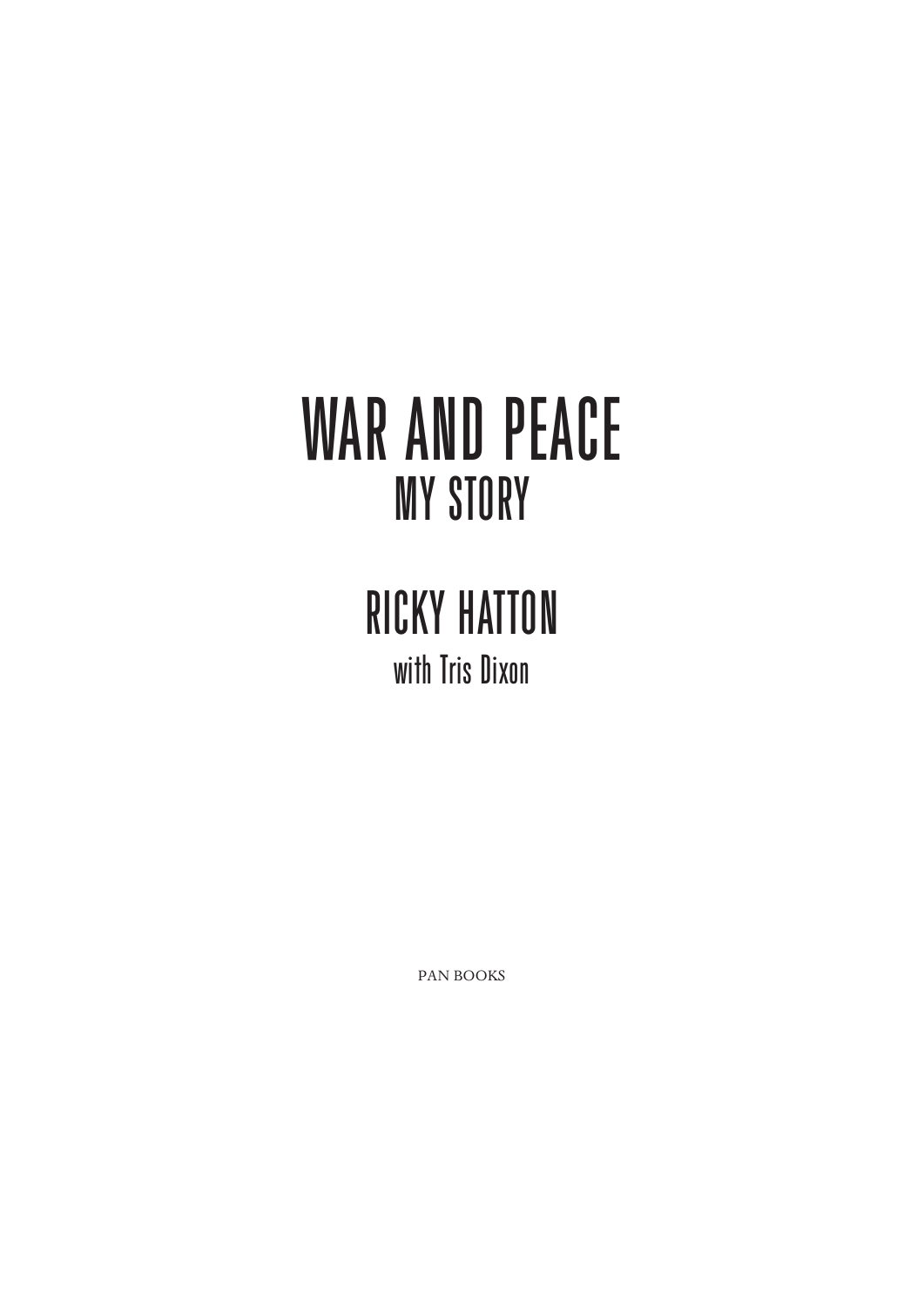# WAR AND PEACE
## MY STORY

## RICKY HATTON
with Tris Dixon

PAN BOOKS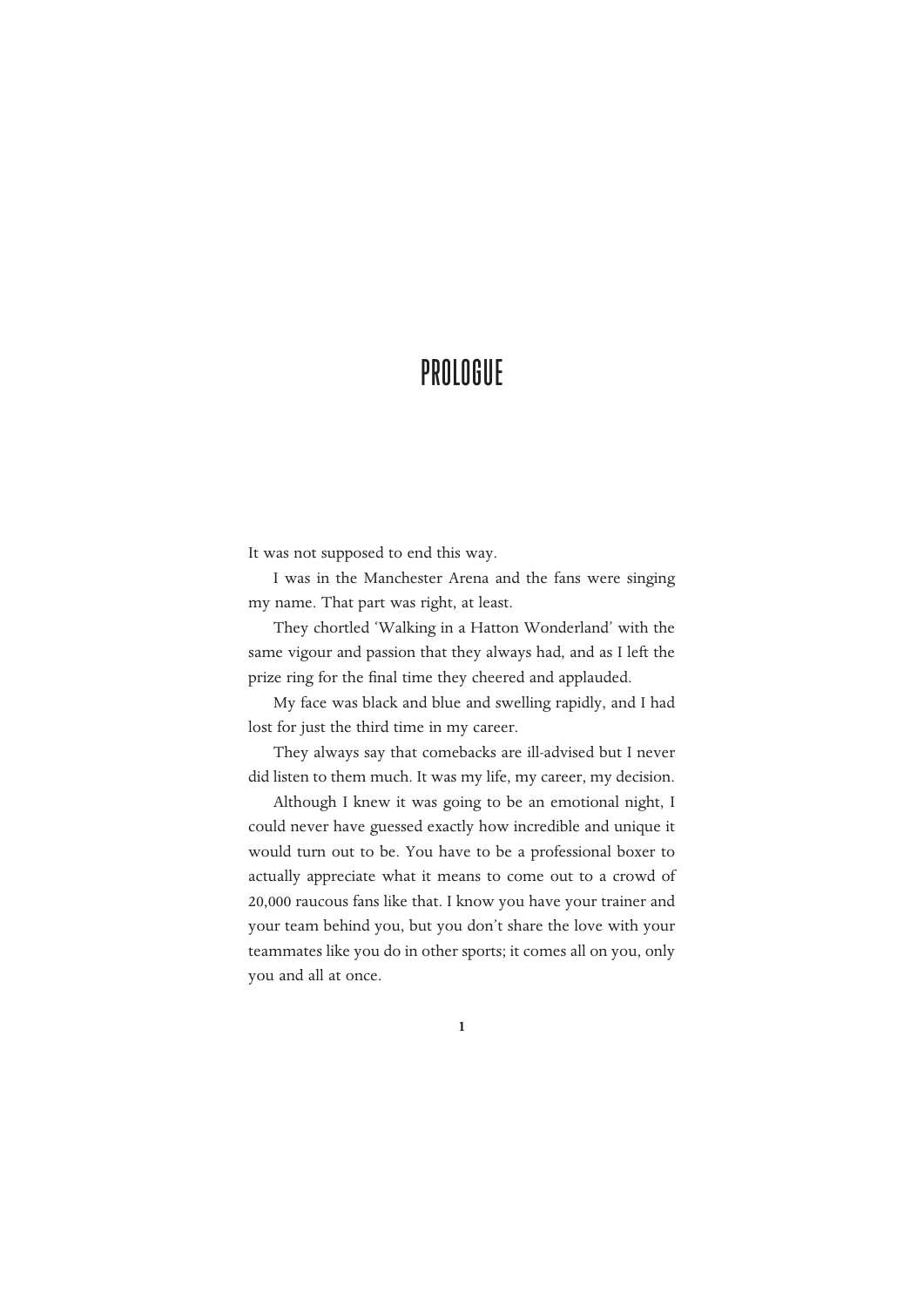# PROLOGUE

It was not supposed to end this way.

I was in the Manchester Arena and the fans were singing my name. That part was right, at least.

They chortled 'Walking in a Hatton Wonderland' with the same vigour and passion that they always had, and as I left the prize ring for the final time they cheered and applauded.

My face was black and blue and swelling rapidly, and I had lost for just the third time in my career.

They always say that comebacks are ill-advised but I never did listen to them much. It was my life, my career, my decision.

Although I knew it was going to be an emotional night, I could never have guessed exactly how incredible and unique it would turn out to be. You have to be a professional boxer to actually appreciate what it means to come out to a crowd of 20,000 raucous fans like that. I know you have your trainer and your team behind you, but you don't share the love with your teammates like you do in other sports; it comes all on you, only you and all at once.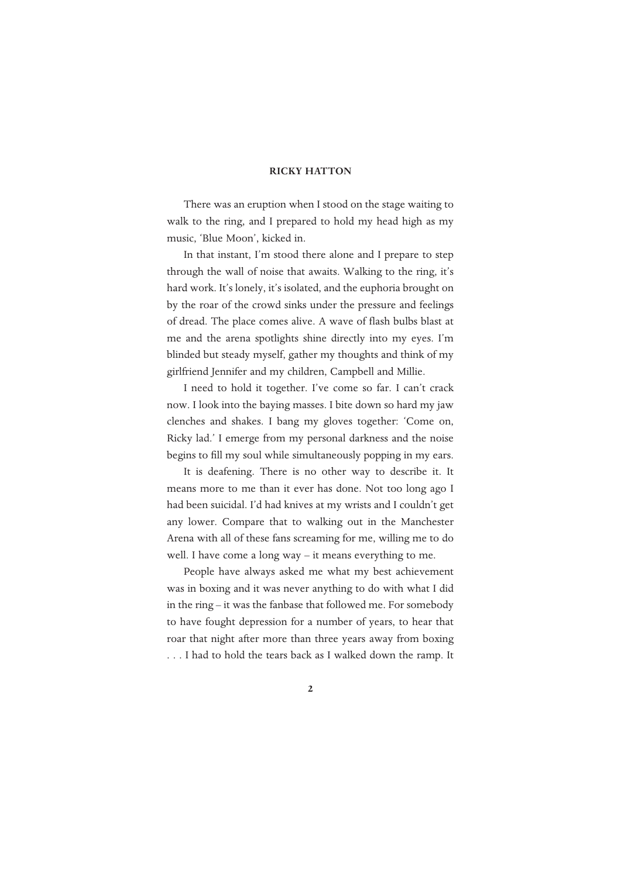There was an eruption when I stood on the stage waiting to walk to the ring, and I prepared to hold my head high as my music, 'Blue Moon', kicked in.

In that instant, I'm stood there alone and I prepare to step through the wall of noise that awaits. Walking to the ring, it's hard work. It's lonely, it's isolated, and the euphoria brought on by the roar of the crowd sinks under the pressure and feelings of dread. The place comes alive. A wave of flash bulbs blast at me and the arena spotlights shine directly into my eyes. I'm blinded but steady myself, gather my thoughts and think of my girlfriend Jennifer and my children, Campbell and Millie.

I need to hold it together. I've come so far. I can't crack now. I look into the baying masses. I bite down so hard my jaw clenches and shakes. I bang my gloves together: 'Come on, Ricky lad.' I emerge from my personal darkness and the noise begins to fill my soul while simultaneously popping in my ears.

It is deafening. There is no other way to describe it. It means more to me than it ever has done. Not too long ago I had been suicidal. I'd had knives at my wrists and I couldn't get any lower. Compare that to walking out in the Manchester Arena with all of these fans screaming for me, willing me to do well. I have come a long way – it means everything to me.

People have always asked me what my best achievement was in boxing and it was never anything to do with what I did in the ring – it was the fanbase that followed me. For somebody to have fought depression for a number of years, to hear that roar that night after more than three years away from boxing . . . I had to hold the tears back as I walked down the ramp. It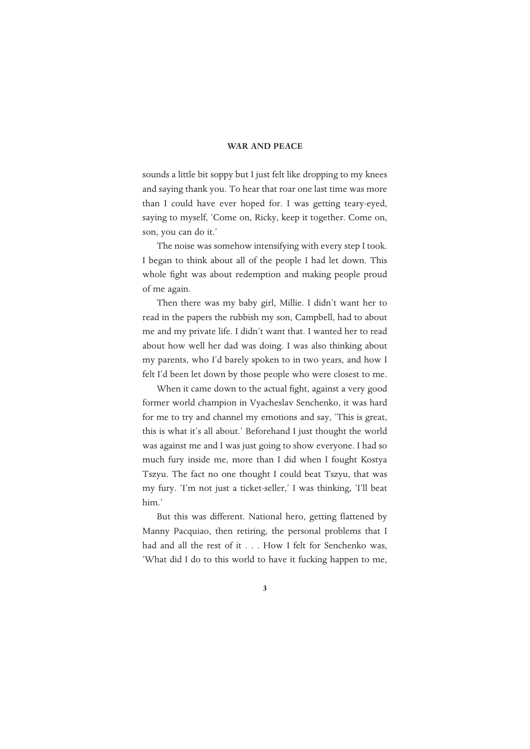sounds a little bit soppy but I just felt like dropping to my knees and saying thank you. To hear that roar one last time was more than I could have ever hoped for. I was getting teary-eyed, saying to myself, 'Come on, Ricky, keep it together. Come on, son, you can do it.'

The noise was somehow intensifying with every step I took. I began to think about all of the people I had let down. This whole fight was about redemption and making people proud of me again.

Then there was my baby girl, Millie. I didn't want her to read in the papers the rubbish my son, Campbell, had to about me and my private life. I didn't want that. I wanted her to read about how well her dad was doing. I was also thinking about my parents, who I'd barely spoken to in two years, and how I felt I'd been let down by those people who were closest to me.

When it came down to the actual fight, against a very good former world champion in Vyacheslav Senchenko, it was hard for me to try and channel my emotions and say, 'This is great, this is what it's all about.' Beforehand I just thought the world was against me and I was just going to show everyone. I had so much fury inside me, more than I did when I fought Kostya Tszyu. The fact no one thought I could beat Tszyu, that was my fury. 'I'm not just a ticket-seller,' I was thinking, 'I'll beat him.'

But this was different. National hero, getting flattened by Manny Pacquiao, then retiring, the personal problems that I had and all the rest of it . . . How I felt for Senchenko was, 'What did I do to this world to have it fucking happen to me,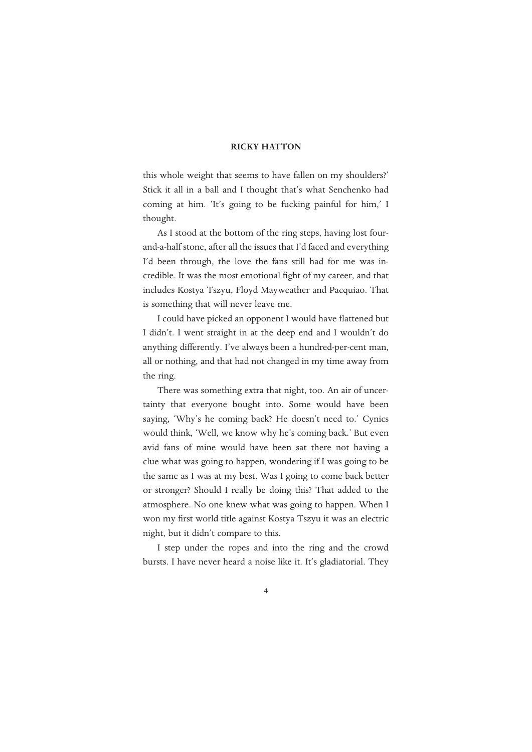this whole weight that seems to have fallen on my shoulders?' Stick it all in a ball and I thought that's what Senchenko had coming at him. 'It's going to be fucking painful for him,' I thought.

As I stood at the bottom of the ring steps, having lost four-and-a-half stone, after all the issues that I'd faced and everything I'd been through, the love the fans still had for me was incredible. It was the most emotional fight of my career, and that includes Kostya Tszyu, Floyd Mayweather and Pacquiao. That is something that will never leave me.

I could have picked an opponent I would have flattened but I didn't. I went straight in at the deep end and I wouldn't do anything differently. I've always been a hundred-per-cent man, all or nothing, and that had not changed in my time away from the ring.

There was something extra that night, too. An air of uncertainty that everyone bought into. Some would have been saying, 'Why's he coming back? He doesn't need to.' Cynics would think, 'Well, we know why he's coming back.' But even avid fans of mine would have been sat there not having a clue what was going to happen, wondering if I was going to be the same as I was at my best. Was I going to come back better or stronger? Should I really be doing this? That added to the atmosphere. No one knew what was going to happen. When I won my first world title against Kostya Tszyu it was an electric night, but it didn't compare to this.

I step under the ropes and into the ring and the crowd bursts. I have never heard a noise like it. It's gladiatorial. They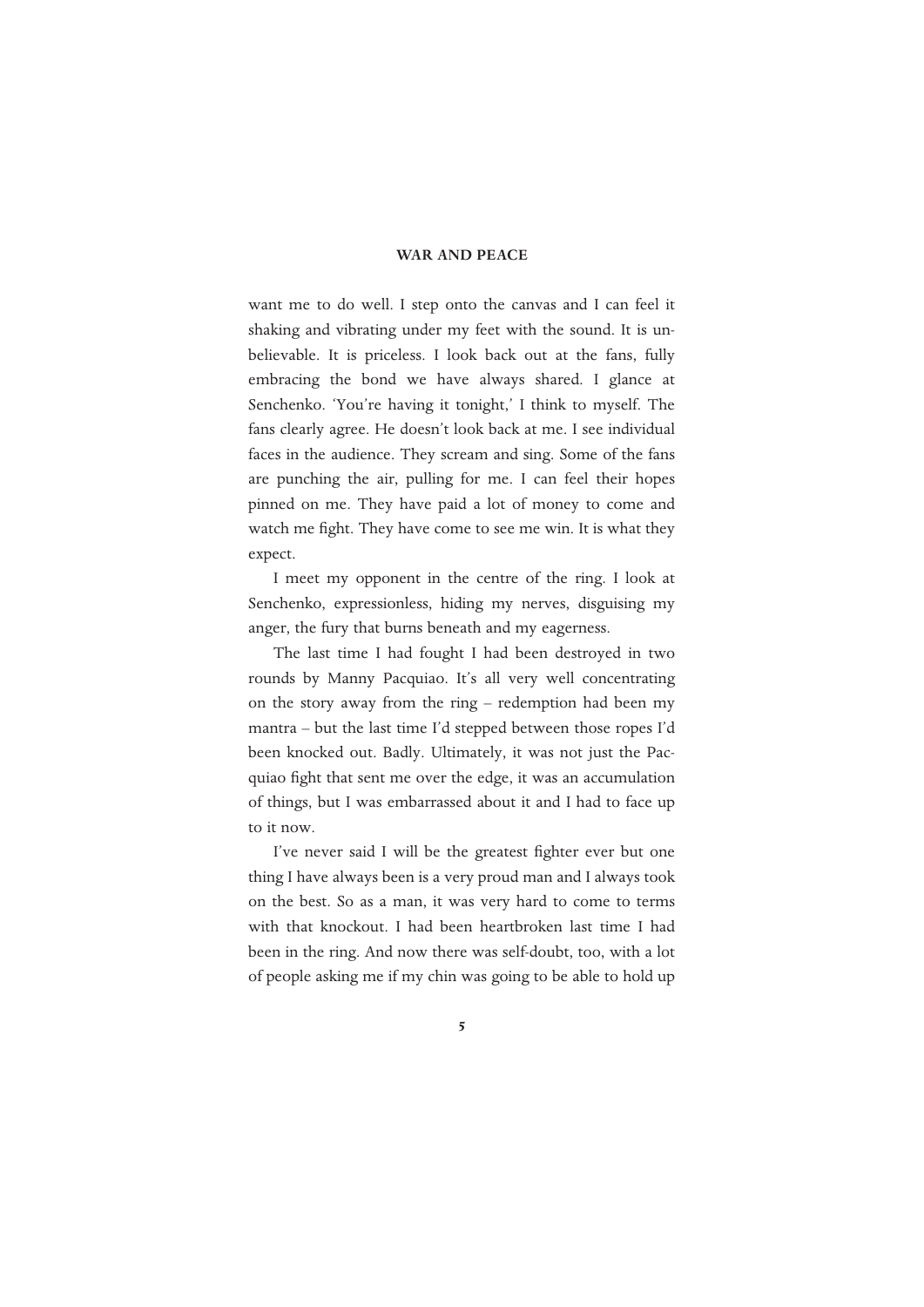want me to do well. I step onto the canvas and I can feel it shaking and vibrating under my feet with the sound. It is unbelievable. It is priceless. I look back out at the fans, fully embracing the bond we have always shared. I glance at Senchenko. 'You're having it tonight,' I think to myself. The fans clearly agree. He doesn't look back at me. I see individual faces in the audience. They scream and sing. Some of the fans are punching the air, pulling for me. I can feel their hopes pinned on me. They have paid a lot of money to come and watch me fight. They have come to see me win. It is what they expect.

I meet my opponent in the centre of the ring. I look at Senchenko, expressionless, hiding my nerves, disguising my anger, the fury that burns beneath and my eagerness.

The last time I had fought I had been destroyed in two rounds by Manny Pacquiao. It's all very well concentrating on the story away from the ring – redemption had been my mantra – but the last time I'd stepped between those ropes I'd been knocked out. Badly. Ultimately, it was not just the Pacquiao fight that sent me over the edge, it was an accumulation of things, but I was embarrassed about it and I had to face up to it now.

I've never said I will be the greatest fighter ever but one thing I have always been is a very proud man and I always took on the best. So as a man, it was very hard to come to terms with that knockout. I had been heartbroken last time I had been in the ring. And now there was self-doubt, too, with a lot of people asking me if my chin was going to be able to hold up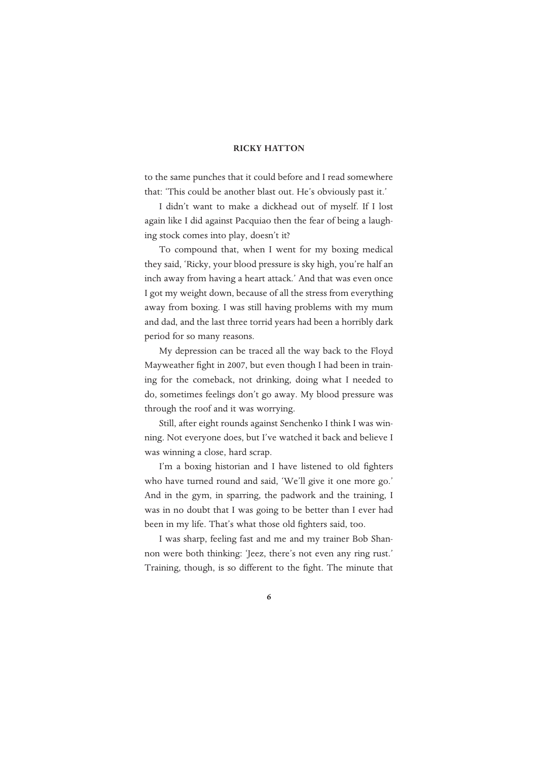to the same punches that it could before and I read somewhere that: 'This could be another blast out. He's obviously past it.'

I didn't want to make a dickhead out of myself. If I lost again like I did against Pacquiao then the fear of being a laughing stock comes into play, doesn't it?

To compound that, when I went for my boxing medical they said, 'Ricky, your blood pressure is sky high, you're half an inch away from having a heart attack.' And that was even once I got my weight down, because of all the stress from everything away from boxing. I was still having problems with my mum and dad, and the last three torrid years had been a horribly dark period for so many reasons.

My depression can be traced all the way back to the Floyd Mayweather fight in 2007, but even though I had been in training for the comeback, not drinking, doing what I needed to do, sometimes feelings don't go away. My blood pressure was through the roof and it was worrying.

Still, after eight rounds against Senchenko I think I was winning. Not everyone does, but I've watched it back and believe I was winning a close, hard scrap.

I'm a boxing historian and I have listened to old fighters who have turned round and said, 'We'll give it one more go.' And in the gym, in sparring, the padwork and the training, I was in no doubt that I was going to be better than I ever had been in my life. That's what those old fighters said, too.

I was sharp, feeling fast and me and my trainer Bob Shannon were both thinking: 'Jeez, there's not even any ring rust.' Training, though, is so different to the fight. The minute that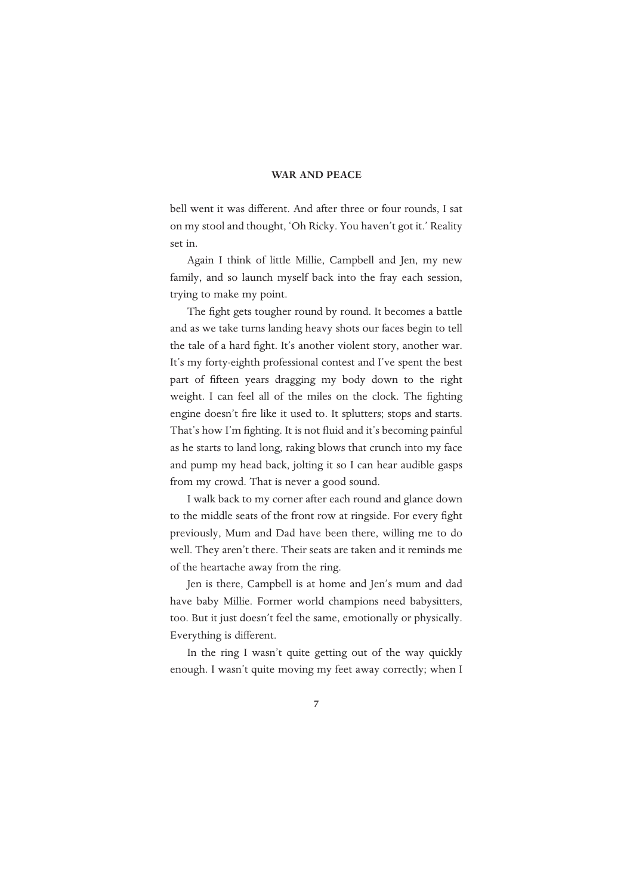bell went it was different. And after three or four rounds, I sat on my stool and thought, 'Oh Ricky. You haven't got it.' Reality set in.

Again I think of little Millie, Campbell and Jen, my new family, and so launch myself back into the fray each session, trying to make my point.

The fight gets tougher round by round. It becomes a battle and as we take turns landing heavy shots our faces begin to tell the tale of a hard fight. It's another violent story, another war. It's my forty-eighth professional contest and I've spent the best part of fifteen years dragging my body down to the right weight. I can feel all of the miles on the clock. The fighting engine doesn't fire like it used to. It splutters; stops and starts. That's how I'm fighting. It is not fluid and it's becoming painful as he starts to land long, raking blows that crunch into my face and pump my head back, jolting it so I can hear audible gasps from my crowd. That is never a good sound.

I walk back to my corner after each round and glance down to the middle seats of the front row at ringside. For every fight previously, Mum and Dad have been there, willing me to do well. They aren't there. Their seats are taken and it reminds me of the heartache away from the ring.

Jen is there, Campbell is at home and Jen's mum and dad have baby Millie. Former world champions need babysitters, too. But it just doesn't feel the same, emotionally or physically. Everything is different.

In the ring I wasn't quite getting out of the way quickly enough. I wasn't quite moving my feet away correctly; when I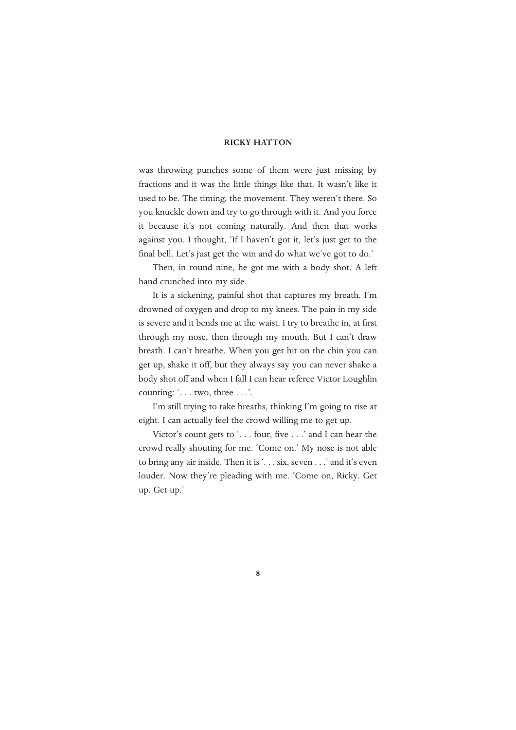was throwing punches some of them were just missing by fractions and it was the little things like that. It wasn't like it used to be. The timing, the movement. They weren't there. So you knuckle down and try to go through with it. And you force it because it's not coming naturally. And then that works against you. I thought, 'If I haven't got it, let's just get to the final bell. Let's just get the win and do what we've got to do.'

Then, in round nine, he got me with a body shot. A left hand crunched into my side.

It is a sickening, painful shot that captures my breath. I'm drowned of oxygen and drop to my knees. The pain in my side is severe and it bends me at the waist. I try to breathe in, at first through my nose, then through my mouth. But I can't draw breath. I can't breathe. When you get hit on the chin you can get up, shake it off, but they always say you can never shake a body shot off and when I fall I can hear referee Victor Loughlin counting: '. . . two, three . . .'.

I'm still trying to take breaths, thinking I'm going to rise at eight. I can actually feel the crowd willing me to get up.

Victor's count gets to '. . . four, five . . .' and I can hear the crowd really shouting for me. 'Come on.' My nose is not able to bring any air inside. Then it is '. . . six, seven . . .' and it's even louder. Now they're pleading with me. 'Come on, Ricky. Get up. Get up.'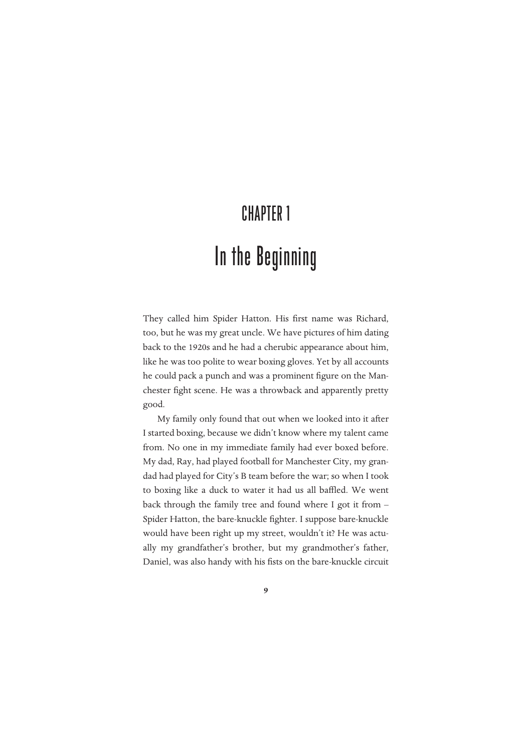# CHAPTER 1

# In the Beginning

They called him Spider Hatton. His first name was Richard, too, but he was my great uncle. We have pictures of him dating back to the 1920s and he had a cherubic appearance about him, like he was too polite to wear boxing gloves. Yet by all accounts he could pack a punch and was a prominent figure on the Manchester fight scene. He was a throwback and apparently pretty good.

My family only found that out when we looked into it after I started boxing, because we didn't know where my talent came from. No one in my immediate family had ever boxed before. My dad, Ray, had played football for Manchester City, my grandad had played for City's B team before the war; so when I took to boxing like a duck to water it had us all baffled. We went back through the family tree and found where I got it from – Spider Hatton, the bare-knuckle fighter. I suppose bare-knuckle would have been right up my street, wouldn't it? He was actually my grandfather's brother, but my grandmother's father, Daniel, was also handy with his fists on the bare-knuckle circuit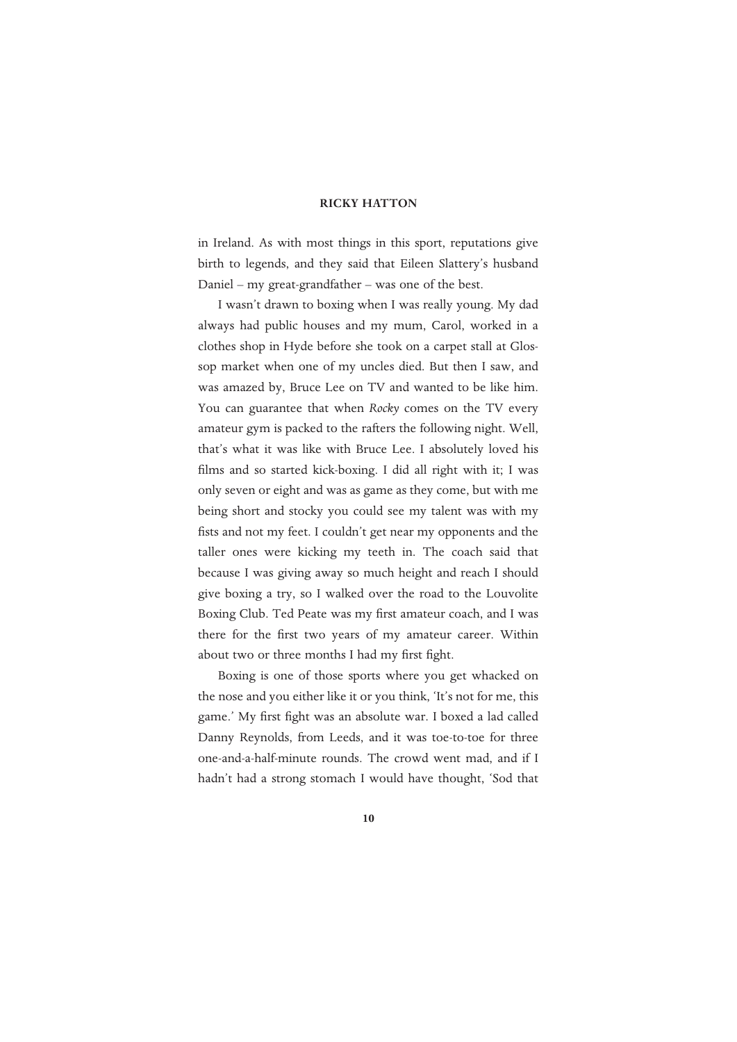in Ireland. As with most things in this sport, reputations give birth to legends, and they said that Eileen Slattery's husband Daniel – my great-grandfather – was one of the best.

I wasn't drawn to boxing when I was really young. My dad always had public houses and my mum, Carol, worked in a clothes shop in Hyde before she took on a carpet stall at Glossop market when one of my uncles died. But then I saw, and was amazed by, Bruce Lee on TV and wanted to be like him. You can guarantee that when *Rocky* comes on the TV every amateur gym is packed to the rafters the following night. Well, that's what it was like with Bruce Lee. I absolutely loved his films and so started kick-boxing. I did all right with it; I was only seven or eight and was as game as they come, but with me being short and stocky you could see my talent was with my fists and not my feet. I couldn't get near my opponents and the taller ones were kicking my teeth in. The coach said that because I was giving away so much height and reach I should give boxing a try, so I walked over the road to the Louvolite Boxing Club. Ted Peate was my first amateur coach, and I was there for the first two years of my amateur career. Within about two or three months I had my first fight.

Boxing is one of those sports where you get whacked on the nose and you either like it or you think, 'It's not for me, this game.' My first fight was an absolute war. I boxed a lad called Danny Reynolds, from Leeds, and it was toe-to-toe for three one-and-a-half-minute rounds. The crowd went mad, and if I hadn't had a strong stomach I would have thought, 'Sod that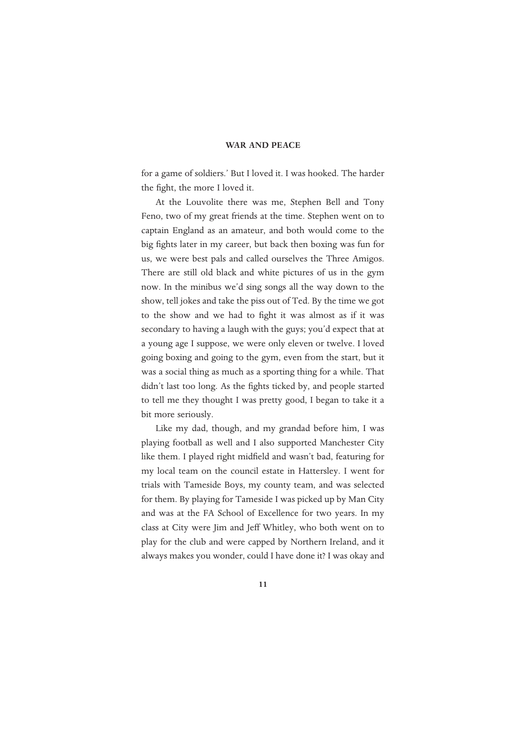for a game of soldiers.' But I loved it. I was hooked. The harder the fight, the more I loved it.

At the Louvolite there was me, Stephen Bell and Tony Feno, two of my great friends at the time. Stephen went on to captain England as an amateur, and both would come to the big fights later in my career, but back then boxing was fun for us, we were best pals and called ourselves the Three Amigos. There are still old black and white pictures of us in the gym now. In the minibus we'd sing songs all the way down to the show, tell jokes and take the piss out of Ted. By the time we got to the show and we had to fight it was almost as if it was secondary to having a laugh with the guys; you'd expect that at a young age I suppose, we were only eleven or twelve. I loved going boxing and going to the gym, even from the start, but it was a social thing as much as a sporting thing for a while. That didn't last too long. As the fights ticked by, and people started to tell me they thought I was pretty good, I began to take it a bit more seriously.

Like my dad, though, and my grandad before him, I was playing football as well and I also supported Manchester City like them. I played right midfield and wasn't bad, featuring for my local team on the council estate in Hattersley. I went for trials with Tameside Boys, my county team, and was selected for them. By playing for Tameside I was picked up by Man City and was at the FA School of Excellence for two years. In my class at City were Jim and Jeff Whitley, who both went on to play for the club and were capped by Northern Ireland, and it always makes you wonder, could I have done it? I was okay and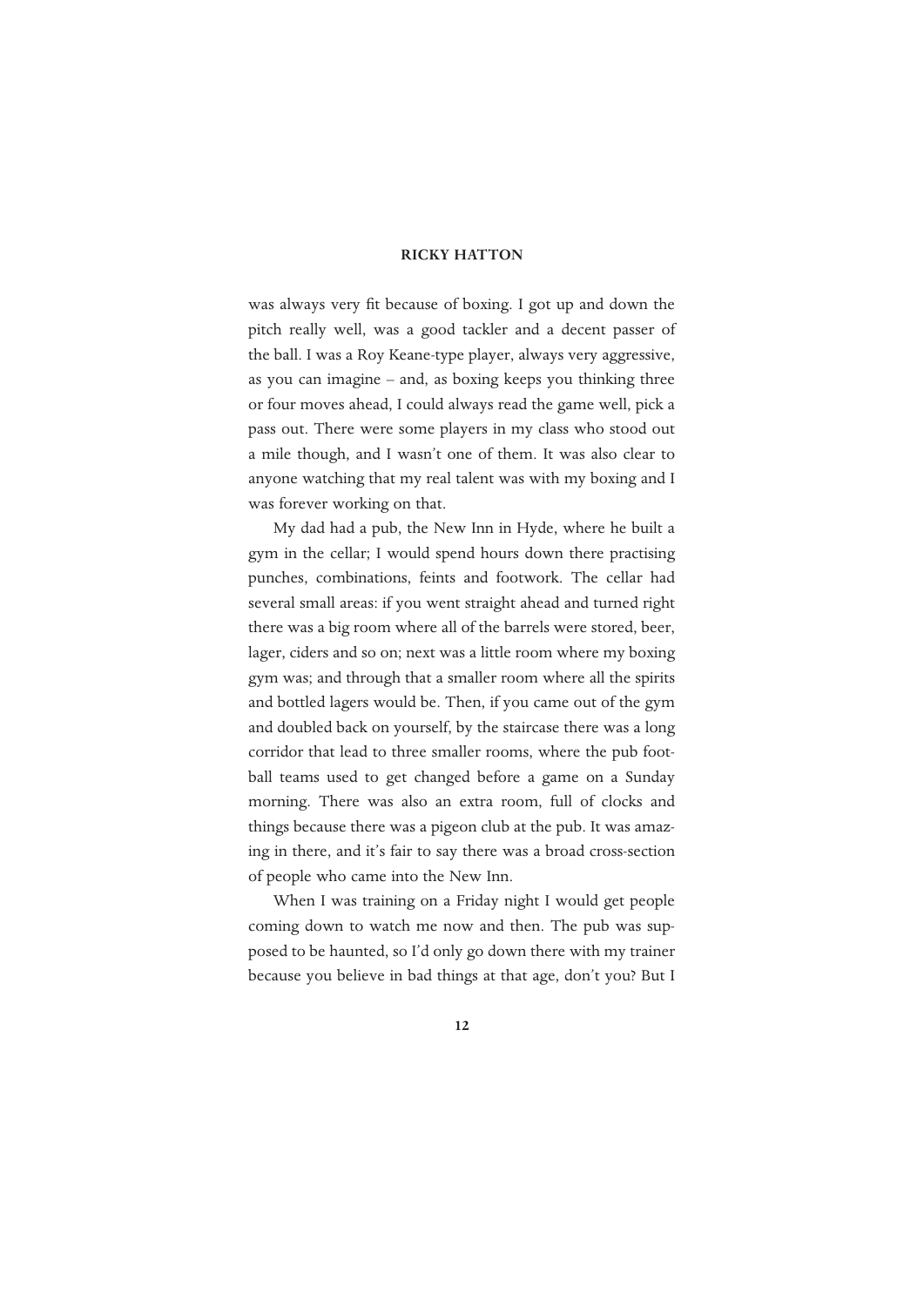was always very fit because of boxing. I got up and down the pitch really well, was a good tackler and a decent passer of the ball. I was a Roy Keane-type player, always very aggressive, as you can imagine – and, as boxing keeps you thinking three or four moves ahead, I could always read the game well, pick a pass out. There were some players in my class who stood out a mile though, and I wasn't one of them. It was also clear to anyone watching that my real talent was with my boxing and I was forever working on that.

My dad had a pub, the New Inn in Hyde, where he built a gym in the cellar; I would spend hours down there practising punches, combinations, feints and footwork. The cellar had several small areas: if you went straight ahead and turned right there was a big room where all of the barrels were stored, beer, lager, ciders and so on; next was a little room where my boxing gym was; and through that a smaller room where all the spirits and bottled lagers would be. Then, if you came out of the gym and doubled back on yourself, by the staircase there was a long corridor that lead to three smaller rooms, where the pub football teams used to get changed before a game on a Sunday morning. There was also an extra room, full of clocks and things because there was a pigeon club at the pub. It was amazing in there, and it's fair to say there was a broad cross-section of people who came into the New Inn.

When I was training on a Friday night I would get people coming down to watch me now and then. The pub was supposed to be haunted, so I'd only go down there with my trainer because you believe in bad things at that age, don't you? But I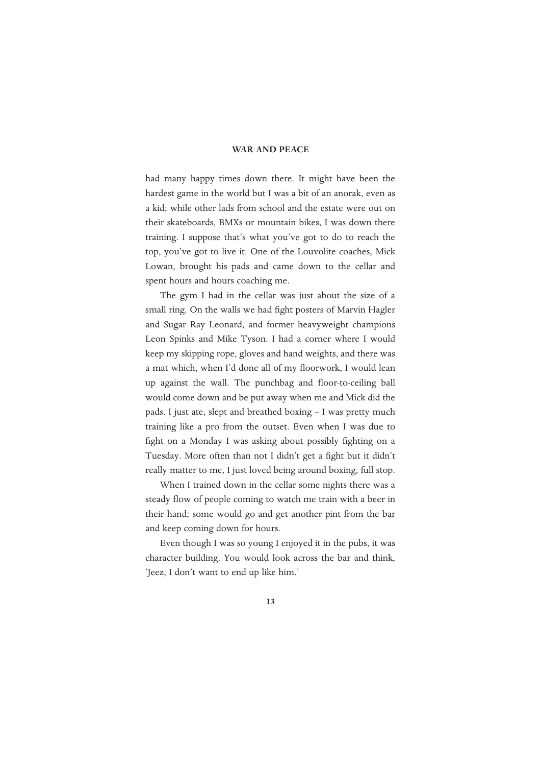had many happy times down there. It might have been the hardest game in the world but I was a bit of an anorak, even as a kid; while other lads from school and the estate were out on their skateboards, BMXs or mountain bikes, I was down there training. I suppose that's what you've got to do to reach the top, you've got to live it. One of the Louvolite coaches, Mick Lowan, brought his pads and came down to the cellar and spent hours and hours coaching me.

The gym I had in the cellar was just about the size of a small ring. On the walls we had fight posters of Marvin Hagler and Sugar Ray Leonard, and former heavyweight champions Leon Spinks and Mike Tyson. I had a corner where I would keep my skipping rope, gloves and hand weights, and there was a mat which, when I'd done all of my floorwork, I would lean up against the wall. The punchbag and floor-to-ceiling ball would come down and be put away when me and Mick did the pads. I just ate, slept and breathed boxing – I was pretty much training like a pro from the outset. Even when I was due to fight on a Monday I was asking about possibly fighting on a Tuesday. More often than not I didn't get a fight but it didn't really matter to me, I just loved being around boxing, full stop.

When I trained down in the cellar some nights there was a steady flow of people coming to watch me train with a beer in their hand; some would go and get another pint from the bar and keep coming down for hours.

Even though I was so young I enjoyed it in the pubs, it was character building. You would look across the bar and think, 'Jeez, I don't want to end up like him.'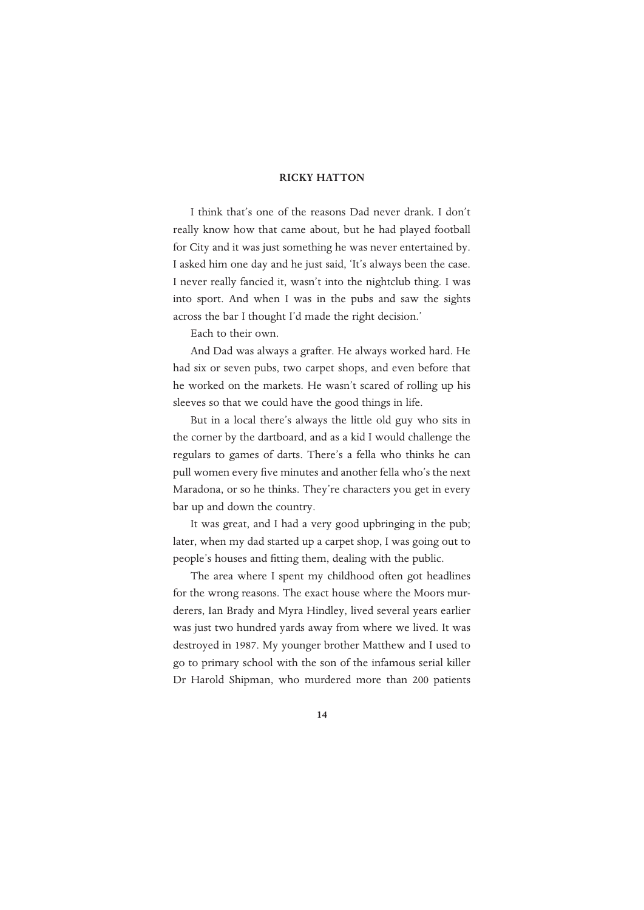I think that's one of the reasons Dad never drank. I don't really know how that came about, but he had played football for City and it was just something he was never entertained by. I asked him one day and he just said, 'It's always been the case. I never really fancied it, wasn't into the nightclub thing. I was into sport. And when I was in the pubs and saw the sights across the bar I thought I'd made the right decision.'

Each to their own.

And Dad was always a grafter. He always worked hard. He had six or seven pubs, two carpet shops, and even before that he worked on the markets. He wasn't scared of rolling up his sleeves so that we could have the good things in life.

But in a local there's always the little old guy who sits in the corner by the dartboard, and as a kid I would challenge the regulars to games of darts. There's a fella who thinks he can pull women every five minutes and another fella who's the next Maradona, or so he thinks. They're characters you get in every bar up and down the country.

It was great, and I had a very good upbringing in the pub; later, when my dad started up a carpet shop, I was going out to people's houses and fitting them, dealing with the public.

The area where I spent my childhood often got headlines for the wrong reasons. The exact house where the Moors murderers, Ian Brady and Myra Hindley, lived several years earlier was just two hundred yards away from where we lived. It was destroyed in 1987. My younger brother Matthew and I used to go to primary school with the son of the infamous serial killer Dr Harold Shipman, who murdered more than 200 patients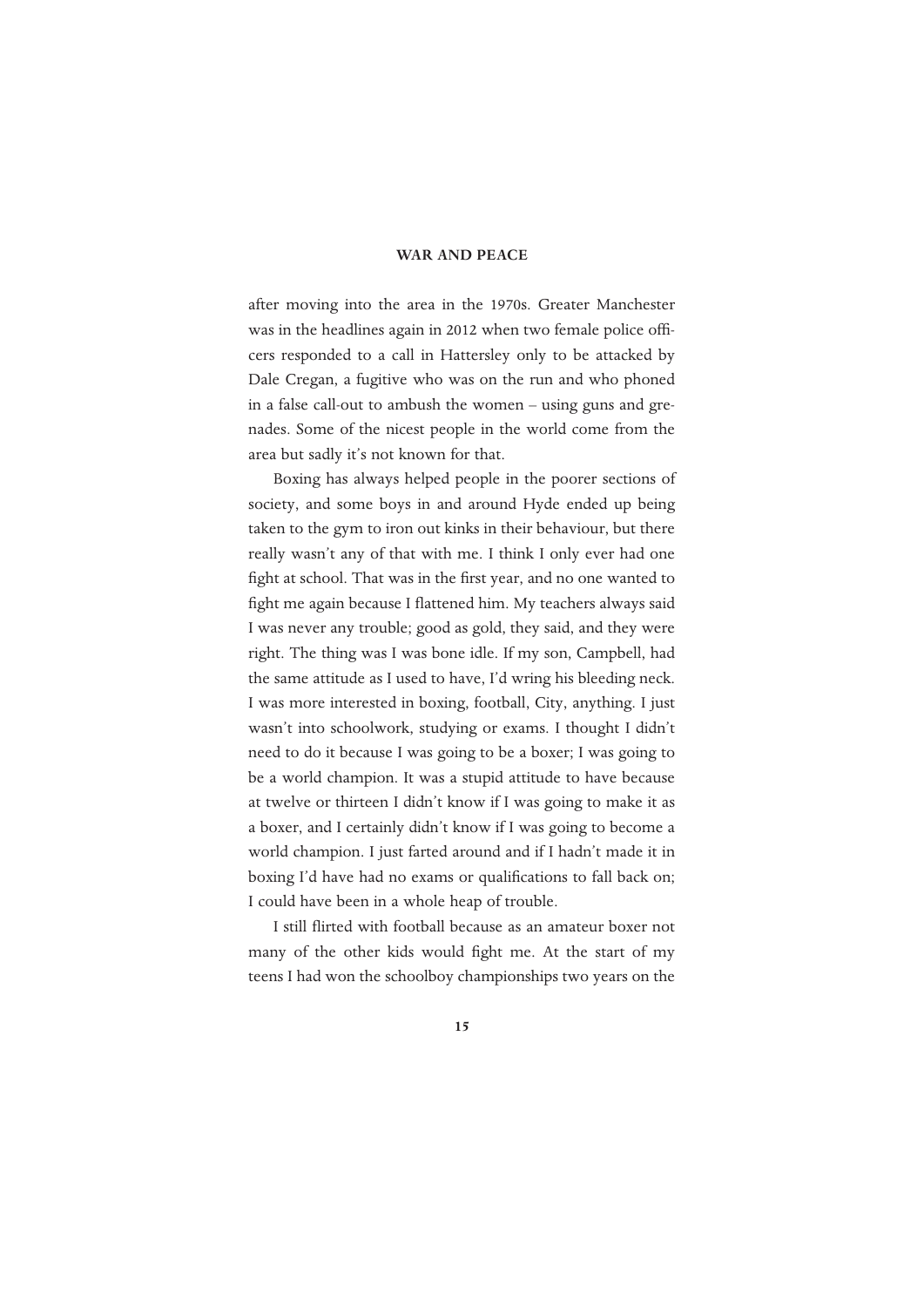after moving into the area in the 1970s. Greater Manchester was in the headlines again in 2012 when two female police officers responded to a call in Hattersley only to be attacked by Dale Cregan, a fugitive who was on the run and who phoned in a false call-out to ambush the women – using guns and grenades. Some of the nicest people in the world come from the area but sadly it's not known for that.

Boxing has always helped people in the poorer sections of society, and some boys in and around Hyde ended up being taken to the gym to iron out kinks in their behaviour, but there really wasn't any of that with me. I think I only ever had one fight at school. That was in the first year, and no one wanted to fight me again because I flattened him. My teachers always said I was never any trouble; good as gold, they said, and they were right. The thing was I was bone idle. If my son, Campbell, had the same attitude as I used to have, I'd wring his bleeding neck. I was more interested in boxing, football, City, anything. I just wasn't into schoolwork, studying or exams. I thought I didn't need to do it because I was going to be a boxer; I was going to be a world champion. It was a stupid attitude to have because at twelve or thirteen I didn't know if I was going to make it as a boxer, and I certainly didn't know if I was going to become a world champion. I just farted around and if I hadn't made it in boxing I'd have had no exams or qualifications to fall back on; I could have been in a whole heap of trouble.

I still flirted with football because as an amateur boxer not many of the other kids would fight me. At the start of my teens I had won the schoolboy championships two years on the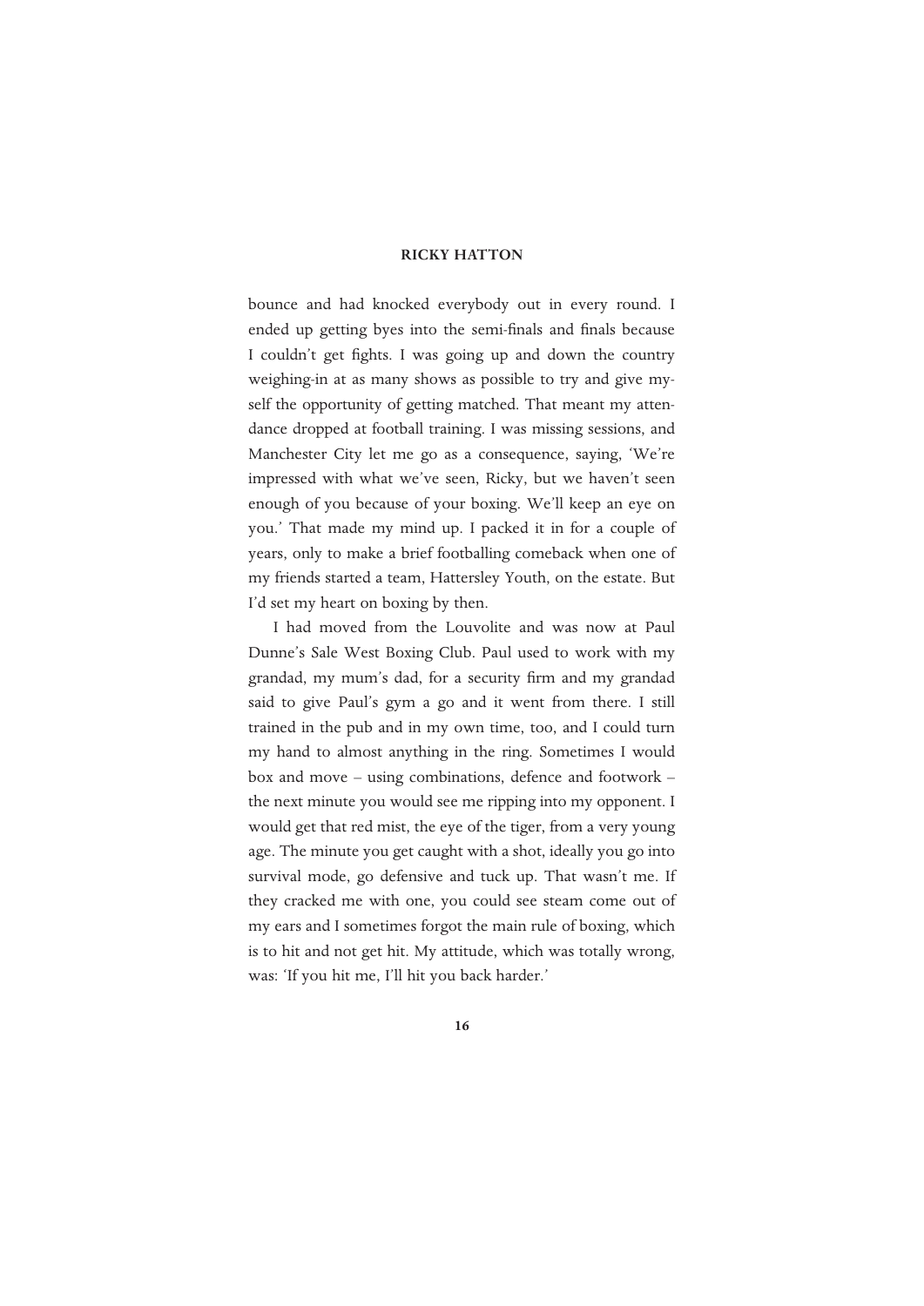bounce and had knocked everybody out in every round. I ended up getting byes into the semi-finals and finals because I couldn't get fights. I was going up and down the country weighing-in at as many shows as possible to try and give myself the opportunity of getting matched. That meant my attendance dropped at football training. I was missing sessions, and Manchester City let me go as a consequence, saying, 'We're impressed with what we've seen, Ricky, but we haven't seen enough of you because of your boxing. We'll keep an eye on you.' That made my mind up. I packed it in for a couple of years, only to make a brief footballing comeback when one of my friends started a team, Hattersley Youth, on the estate. But I'd set my heart on boxing by then.

I had moved from the Louvolite and was now at Paul Dunne's Sale West Boxing Club. Paul used to work with my grandad, my mum's dad, for a security firm and my grandad said to give Paul's gym a go and it went from there. I still trained in the pub and in my own time, too, and I could turn my hand to almost anything in the ring. Sometimes I would box and move – using combinations, defence and footwork – the next minute you would see me ripping into my opponent. I would get that red mist, the eye of the tiger, from a very young age. The minute you get caught with a shot, ideally you go into survival mode, go defensive and tuck up. That wasn't me. If they cracked me with one, you could see steam come out of my ears and I sometimes forgot the main rule of boxing, which is to hit and not get hit. My attitude, which was totally wrong, was: 'If you hit me, I'll hit you back harder.'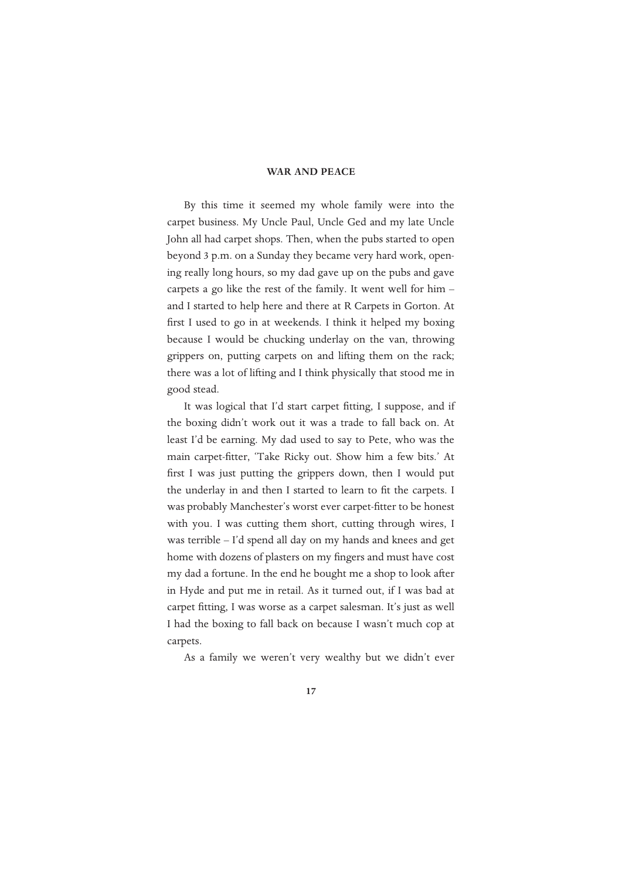By this time it seemed my whole family were into the carpet business. My Uncle Paul, Uncle Ged and my late Uncle John all had carpet shops. Then, when the pubs started to open beyond 3 p.m. on a Sunday they became very hard work, opening really long hours, so my dad gave up on the pubs and gave carpets a go like the rest of the family. It went well for him – and I started to help here and there at R Carpets in Gorton. At first I used to go in at weekends. I think it helped my boxing because I would be chucking underlay on the van, throwing grippers on, putting carpets on and lifting them on the rack; there was a lot of lifting and I think physically that stood me in good stead.

It was logical that I'd start carpet fitting, I suppose, and if the boxing didn't work out it was a trade to fall back on. At least I'd be earning. My dad used to say to Pete, who was the main carpet-fitter, 'Take Ricky out. Show him a few bits.' At first I was just putting the grippers down, then I would put the underlay in and then I started to learn to fit the carpets. I was probably Manchester's worst ever carpet-fitter to be honest with you. I was cutting them short, cutting through wires, I was terrible – I'd spend all day on my hands and knees and get home with dozens of plasters on my fingers and must have cost my dad a fortune. In the end he bought me a shop to look after in Hyde and put me in retail. As it turned out, if I was bad at carpet fitting, I was worse as a carpet salesman. It's just as well I had the boxing to fall back on because I wasn't much cop at carpets.

As a family we weren't very wealthy but we didn't ever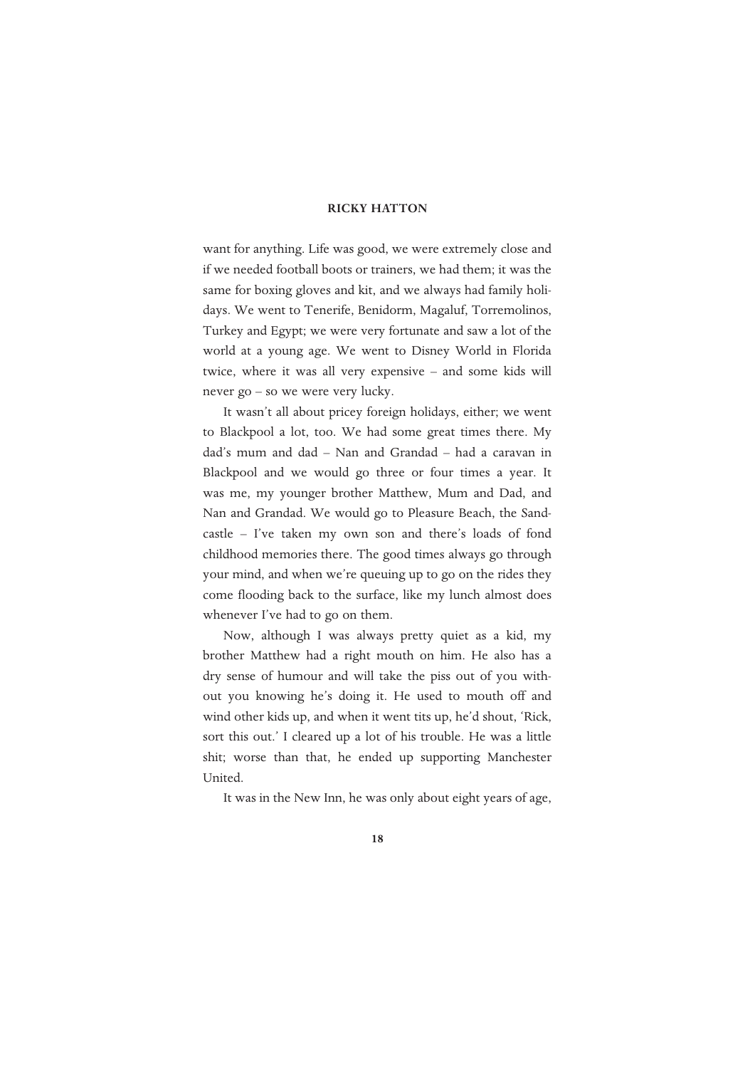want for anything. Life was good, we were extremely close and if we needed football boots or trainers, we had them; it was the same for boxing gloves and kit, and we always had family holidays. We went to Tenerife, Benidorm, Magaluf, Torremolinos, Turkey and Egypt; we were very fortunate and saw a lot of the world at a young age. We went to Disney World in Florida twice, where it was all very expensive – and some kids will never go – so we were very lucky.

It wasn't all about pricey foreign holidays, either; we went to Blackpool a lot, too. We had some great times there. My dad's mum and dad – Nan and Grandad – had a caravan in Blackpool and we would go three or four times a year. It was me, my younger brother Matthew, Mum and Dad, and Nan and Grandad. We would go to Pleasure Beach, the Sandcastle – I've taken my own son and there's loads of fond childhood memories there. The good times always go through your mind, and when we're queuing up to go on the rides they come flooding back to the surface, like my lunch almost does whenever I've had to go on them.

Now, although I was always pretty quiet as a kid, my brother Matthew had a right mouth on him. He also has a dry sense of humour and will take the piss out of you without you knowing he's doing it. He used to mouth off and wind other kids up, and when it went tits up, he'd shout, 'Rick, sort this out.' I cleared up a lot of his trouble. He was a little shit; worse than that, he ended up supporting Manchester United.

It was in the New Inn, he was only about eight years of age,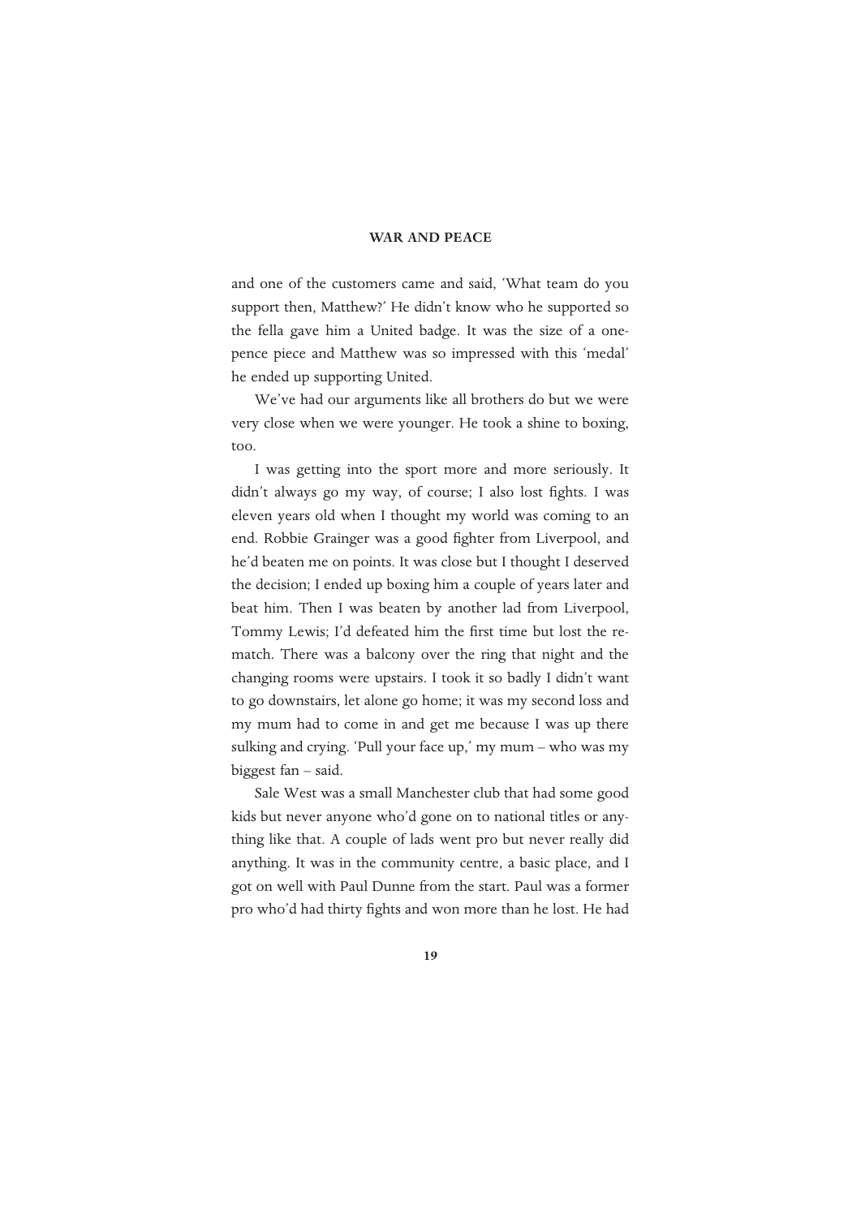and one of the customers came and said, 'What team do you support then, Matthew?' He didn't know who he supported so the fella gave him a United badge. It was the size of a one-pence piece and Matthew was so impressed with this 'medal' he ended up supporting United.

We've had our arguments like all brothers do but we were very close when we were younger. He took a shine to boxing, too.

I was getting into the sport more and more seriously. It didn't always go my way, of course; I also lost fights. I was eleven years old when I thought my world was coming to an end. Robbie Grainger was a good fighter from Liverpool, and he'd beaten me on points. It was close but I thought I deserved the decision; I ended up boxing him a couple of years later and beat him. Then I was beaten by another lad from Liverpool, Tommy Lewis; I'd defeated him the first time but lost the re-match. There was a balcony over the ring that night and the changing rooms were upstairs. I took it so badly I didn't want to go downstairs, let alone go home; it was my second loss and my mum had to come in and get me because I was up there sulking and crying. 'Pull your face up,' my mum – who was my biggest fan – said.

Sale West was a small Manchester club that had some good kids but never anyone who'd gone on to national titles or anything like that. A couple of lads went pro but never really did anything. It was in the community centre, a basic place, and I got on well with Paul Dunne from the start. Paul was a former pro who'd had thirty fights and won more than he lost. He had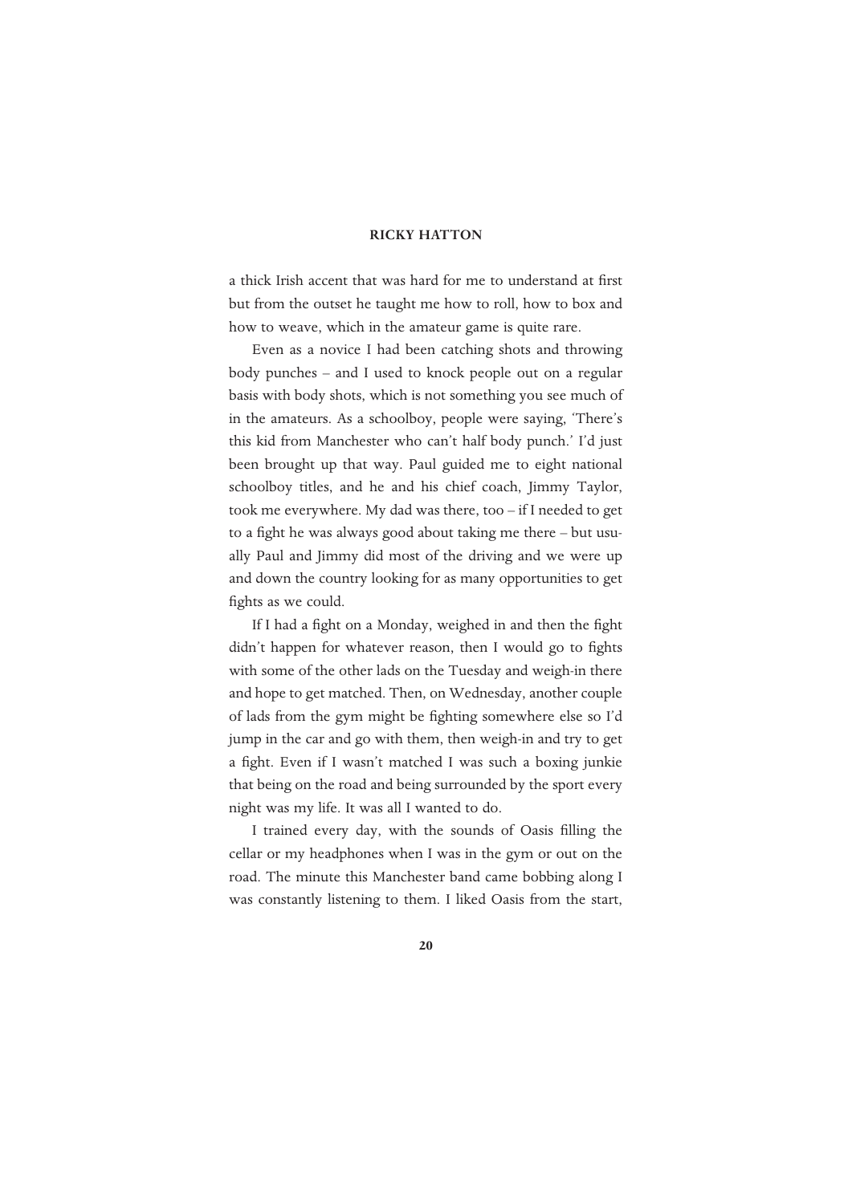a thick Irish accent that was hard for me to understand at first but from the outset he taught me how to roll, how to box and how to weave, which in the amateur game is quite rare.

Even as a novice I had been catching shots and throwing body punches – and I used to knock people out on a regular basis with body shots, which is not something you see much of in the amateurs. As a schoolboy, people were saying, 'There's this kid from Manchester who can't half body punch.' I'd just been brought up that way. Paul guided me to eight national schoolboy titles, and he and his chief coach, Jimmy Taylor, took me everywhere. My dad was there, too – if I needed to get to a fight he was always good about taking me there – but usually Paul and Jimmy did most of the driving and we were up and down the country looking for as many opportunities to get fights as we could.

If I had a fight on a Monday, weighed in and then the fight didn't happen for whatever reason, then I would go to fights with some of the other lads on the Tuesday and weigh-in there and hope to get matched. Then, on Wednesday, another couple of lads from the gym might be fighting somewhere else so I'd jump in the car and go with them, then weigh-in and try to get a fight. Even if I wasn't matched I was such a boxing junkie that being on the road and being surrounded by the sport every night was my life. It was all I wanted to do.

I trained every day, with the sounds of Oasis filling the cellar or my headphones when I was in the gym or out on the road. The minute this Manchester band came bobbing along I was constantly listening to them. I liked Oasis from the start,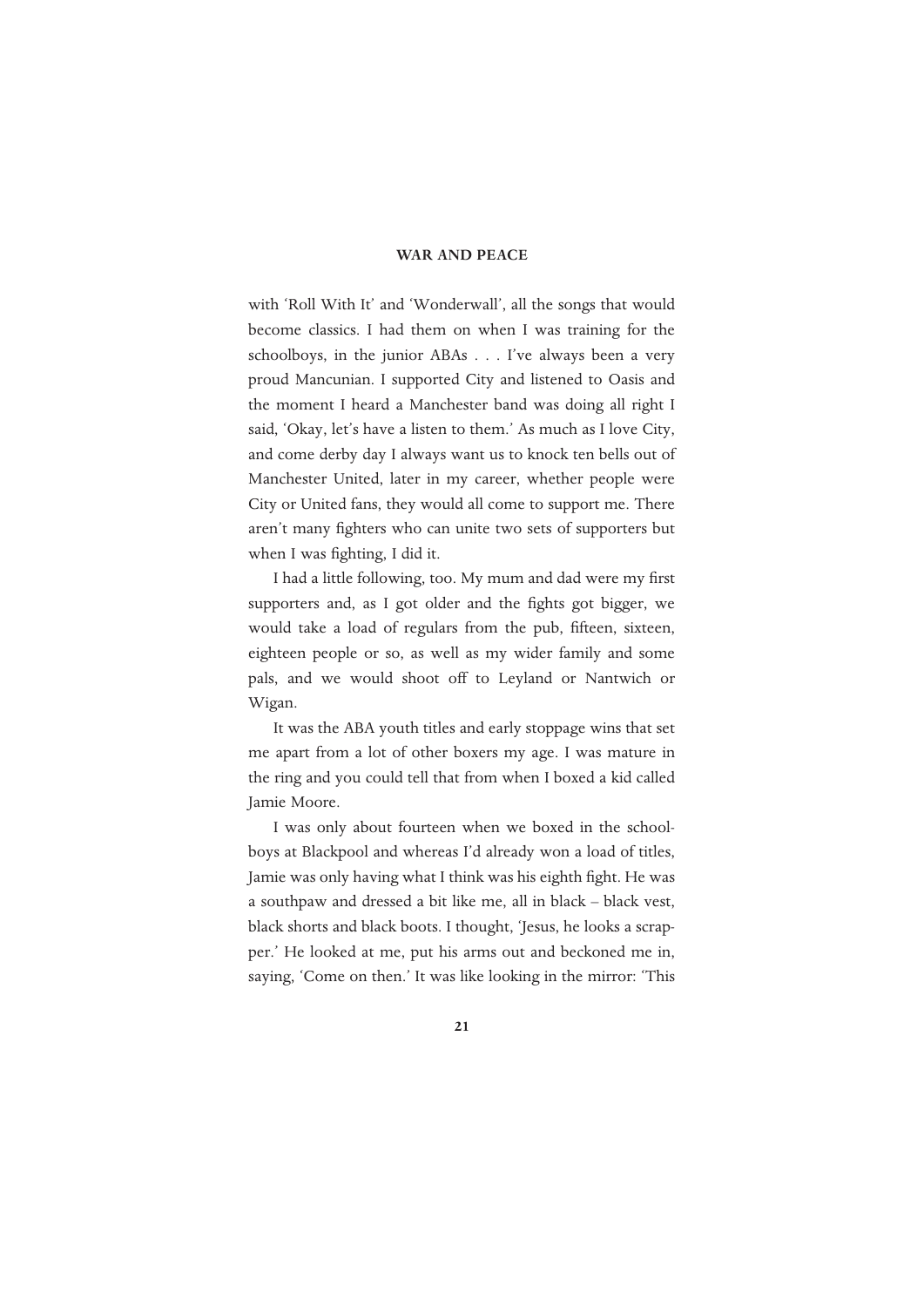with 'Roll With It' and 'Wonderwall', all the songs that would become classics. I had them on when I was training for the schoolboys, in the junior ABAs . . . I've always been a very proud Mancunian. I supported City and listened to Oasis and the moment I heard a Manchester band was doing all right I said, 'Okay, let's have a listen to them.' As much as I love City, and come derby day I always want us to knock ten bells out of Manchester United, later in my career, whether people were City or United fans, they would all come to support me. There aren't many fighters who can unite two sets of supporters but when I was fighting, I did it.

I had a little following, too. My mum and dad were my first supporters and, as I got older and the fights got bigger, we would take a load of regulars from the pub, fifteen, sixteen, eighteen people or so, as well as my wider family and some pals, and we would shoot off to Leyland or Nantwich or Wigan.

It was the ABA youth titles and early stoppage wins that set me apart from a lot of other boxers my age. I was mature in the ring and you could tell that from when I boxed a kid called Jamie Moore.

I was only about fourteen when we boxed in the schoolboys at Blackpool and whereas I'd already won a load of titles, Jamie was only having what I think was his eighth fight. He was a southpaw and dressed a bit like me, all in black – black vest, black shorts and black boots. I thought, 'Jesus, he looks a scrapper.' He looked at me, put his arms out and beckoned me in, saying, 'Come on then.' It was like looking in the mirror: 'This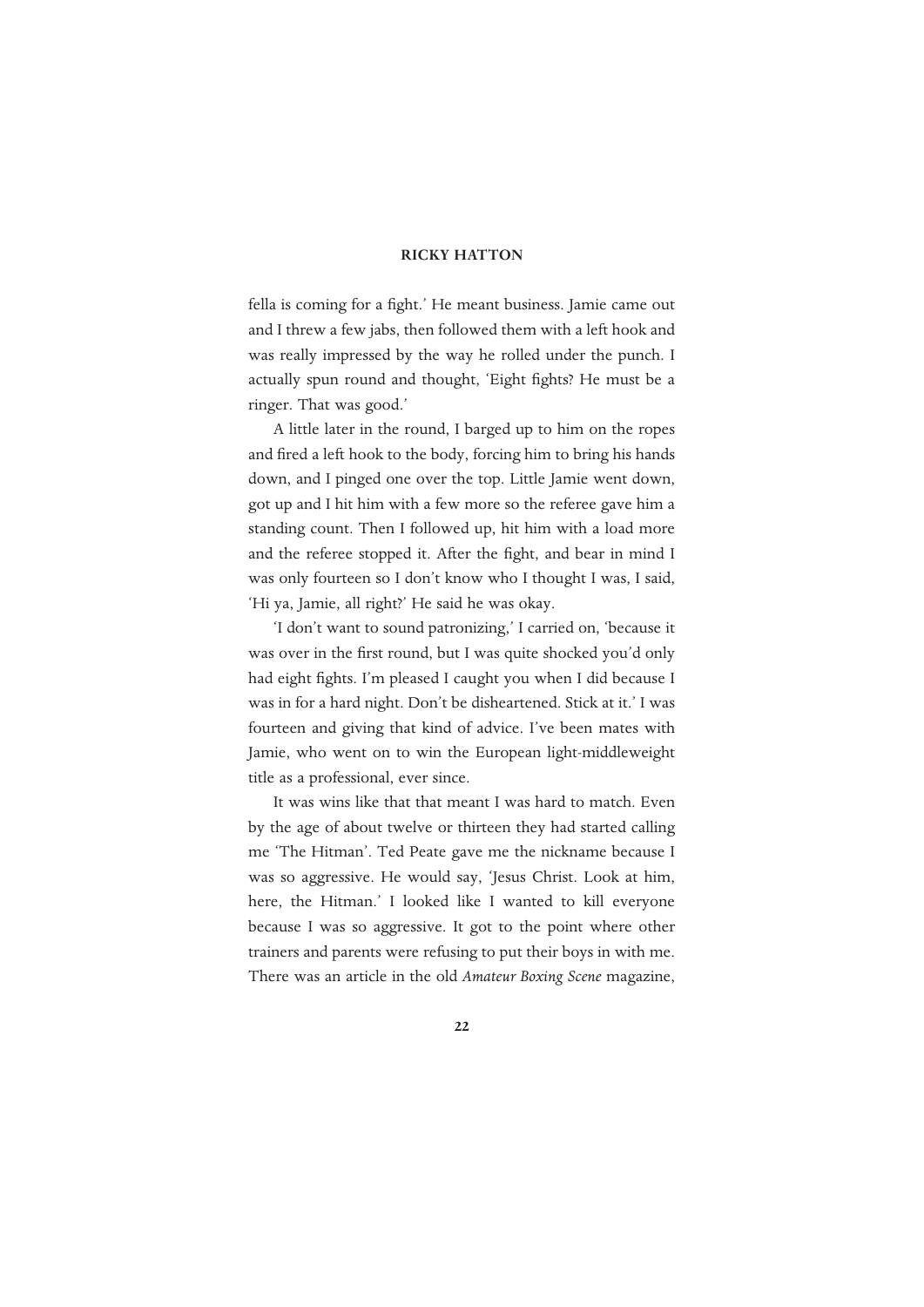fella is coming for a fight.' He meant business. Jamie came out and I threw a few jabs, then followed them with a left hook and was really impressed by the way he rolled under the punch. I actually spun round and thought, 'Eight fights? He must be a ringer. That was good.'

A little later in the round, I barged up to him on the ropes and fired a left hook to the body, forcing him to bring his hands down, and I pinged one over the top. Little Jamie went down, got up and I hit him with a few more so the referee gave him a standing count. Then I followed up, hit him with a load more and the referee stopped it. After the fight, and bear in mind I was only fourteen so I don't know who I thought I was, I said, 'Hi ya, Jamie, all right?' He said he was okay.

'I don't want to sound patronizing,' I carried on, 'because it was over in the first round, but I was quite shocked you'd only had eight fights. I'm pleased I caught you when I did because I was in for a hard night. Don't be disheartened. Stick at it.' I was fourteen and giving that kind of advice. I've been mates with Jamie, who went on to win the European light-middleweight title as a professional, ever since.

It was wins like that that meant I was hard to match. Even by the age of about twelve or thirteen they had started calling me 'The Hitman'. Ted Peate gave me the nickname because I was so aggressive. He would say, 'Jesus Christ. Look at him, here, the Hitman.' I looked like I wanted to kill everyone because I was so aggressive. It got to the point where other trainers and parents were refusing to put their boys in with me. There was an article in the old *Amateur Boxing Scene* magazine,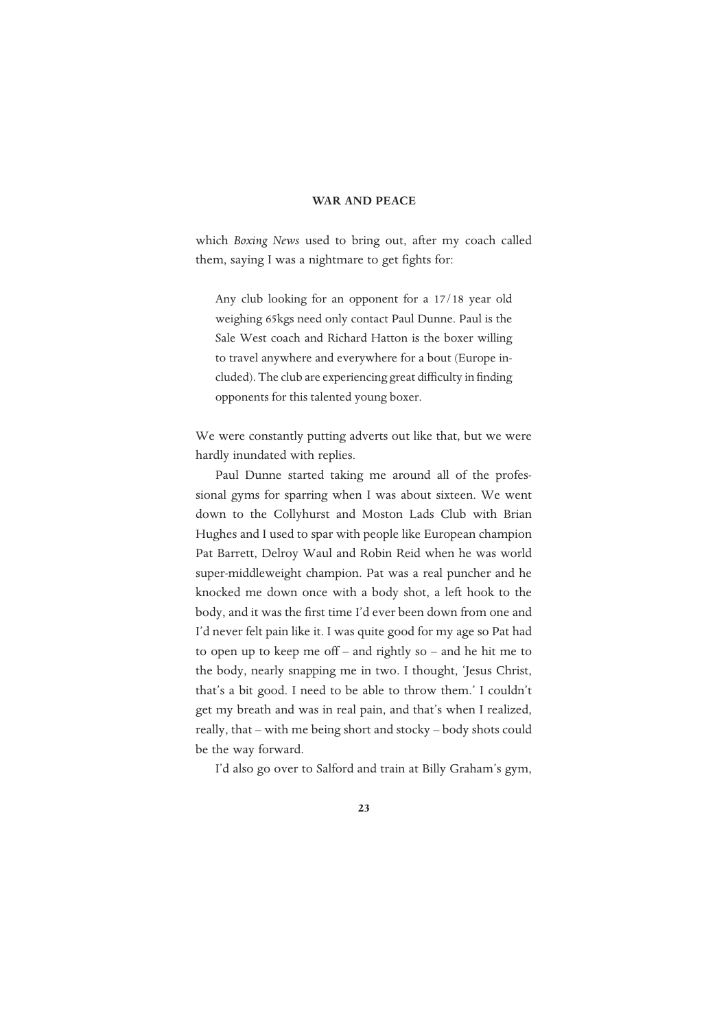which *Boxing News* used to bring out, after my coach called them, saying I was a nightmare to get fights for:

> Any club looking for an opponent for a 17/18 year old weighing 65kgs need only contact Paul Dunne. Paul is the Sale West coach and Richard Hatton is the boxer willing to travel anywhere and everywhere for a bout (Europe included). The club are experiencing great difficulty in finding opponents for this talented young boxer.

We were constantly putting adverts out like that, but we were hardly inundated with replies.

Paul Dunne started taking me around all of the professional gyms for sparring when I was about sixteen. We went down to the Collyhurst and Moston Lads Club with Brian Hughes and I used to spar with people like European champion Pat Barrett, Delroy Waul and Robin Reid when he was world super-middleweight champion. Pat was a real puncher and he knocked me down once with a body shot, a left hook to the body, and it was the first time I'd ever been down from one and I'd never felt pain like it. I was quite good for my age so Pat had to open up to keep me off – and rightly so – and he hit me to the body, nearly snapping me in two. I thought, 'Jesus Christ, that's a bit good. I need to be able to throw them.' I couldn't get my breath and was in real pain, and that's when I realized, really, that – with me being short and stocky – body shots could be the way forward.

I'd also go over to Salford and train at Billy Graham's gym,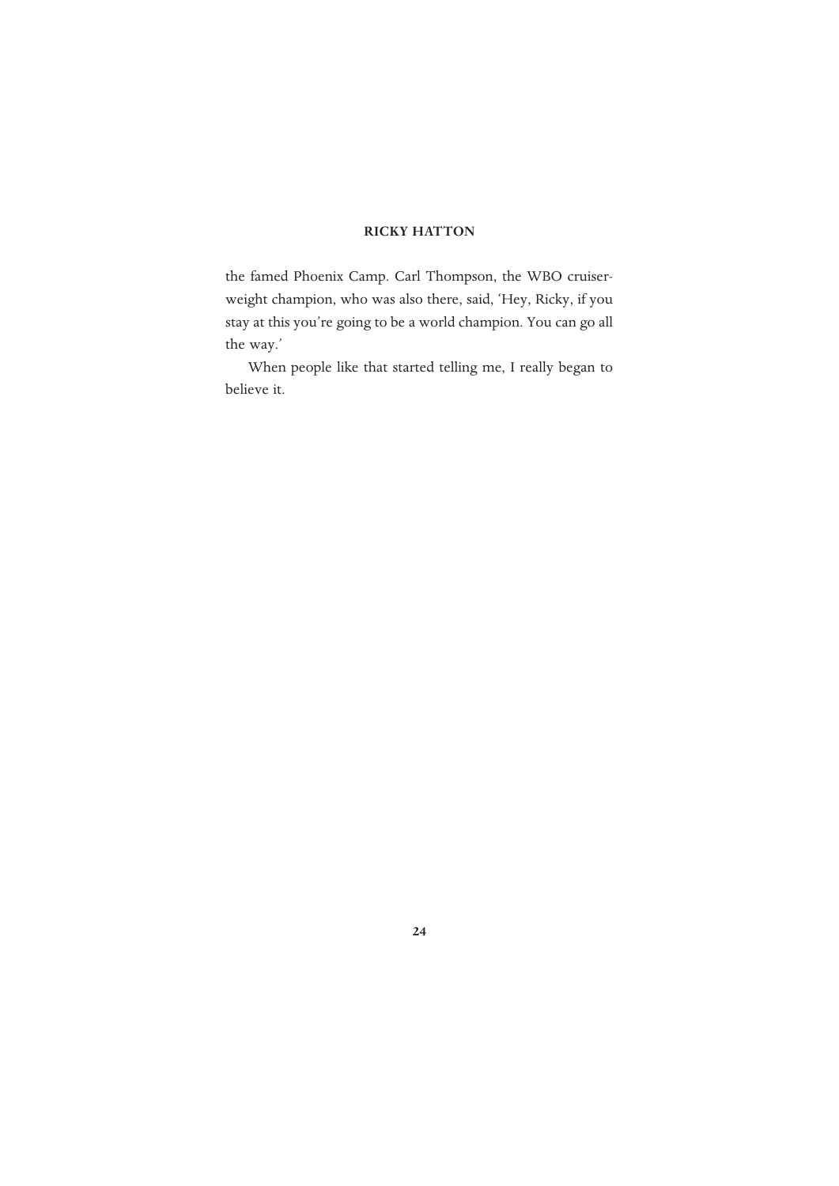the famed Phoenix Camp. Carl Thompson, the WBO cruiserweight champion, who was also there, said, 'Hey, Ricky, if you stay at this you're going to be a world champion. You can go all the way.'

When people like that started telling me, I really began to believe it.